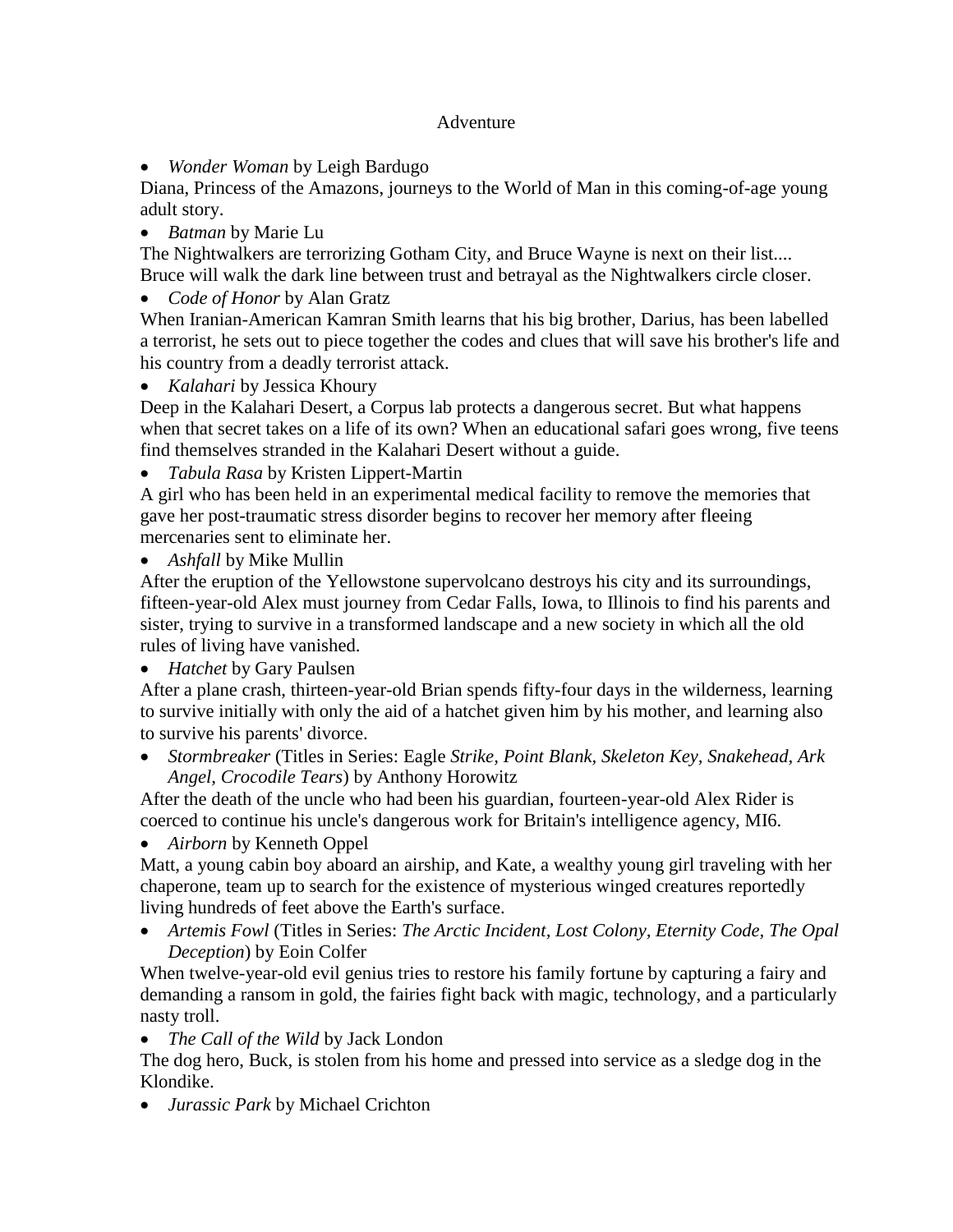# Adventure

- *Wonder Woman* by Leigh Bardugo

Diana, Princess of the Amazons, journeys to the World of Man in this coming-of-age young adult story.

- *Batman* by Marie Lu

The Nightwalkers are terrorizing Gotham City, and Bruce Wayne is next on their list.... Bruce will walk the dark line between trust and betrayal as the Nightwalkers circle closer.

- *Code of Honor* by Alan Gratz

When Iranian-American Kamran Smith learns that his big brother, Darius, has been labelled a terrorist, he sets out to piece together the codes and clues that will save his brother's life and his country from a deadly terrorist attack.

- *Kalahari* by Jessica Khoury

Deep in the Kalahari Desert, a Corpus lab protects a dangerous secret. But what happens when that secret takes on a life of its own? When an educational safari goes wrong, five teens find themselves stranded in the Kalahari Desert without a guide.

- *Tabula Rasa* by Kristen Lippert-Martin

A girl who has been held in an experimental medical facility to remove the memories that gave her post-traumatic stress disorder begins to recover her memory after fleeing mercenaries sent to eliminate her.

- *Ashfall* by Mike Mullin

After the eruption of the Yellowstone supervolcano destroys his city and its surroundings, fifteen-year-old Alex must journey from Cedar Falls, Iowa, to Illinois to find his parents and sister, trying to survive in a transformed landscape and a new society in which all the old rules of living have vanished.

- *Hatchet* by Gary Paulsen

After a plane crash, thirteen-year-old Brian spends fifty-four days in the wilderness, learning to survive initially with only the aid of a hatchet given him by his mother, and learning also to survive his parents' divorce.

- *Stormbreaker* (Titles in Series: Eagle *Strike, Point Blank, Skeleton Key, Snakehead, Ark Angel, Crocodile Tears*) by Anthony Horowitz

After the death of the uncle who had been his guardian, fourteen-year-old Alex Rider is coerced to continue his uncle's dangerous work for Britain's intelligence agency, MI6.

- *Airborn* by Kenneth Oppel

Matt, a young cabin boy aboard an airship, and Kate, a wealthy young girl traveling with her chaperone, team up to search for the existence of mysterious winged creatures reportedly living hundreds of feet above the Earth's surface.

- *Artemis Fowl* (Titles in Series: *The Arctic Incident, Lost Colony, Eternity Code, The Opal Deception*) by Eoin Colfer

When twelve-year-old evil genius tries to restore his family fortune by capturing a fairy and demanding a ransom in gold, the fairies fight back with magic, technology, and a particularly nasty troll.

- *The Call of the Wild* by Jack London

The dog hero, Buck, is stolen from his home and pressed into service as a sledge dog in the Klondike.

- *Jurassic Park* by Michael Crichton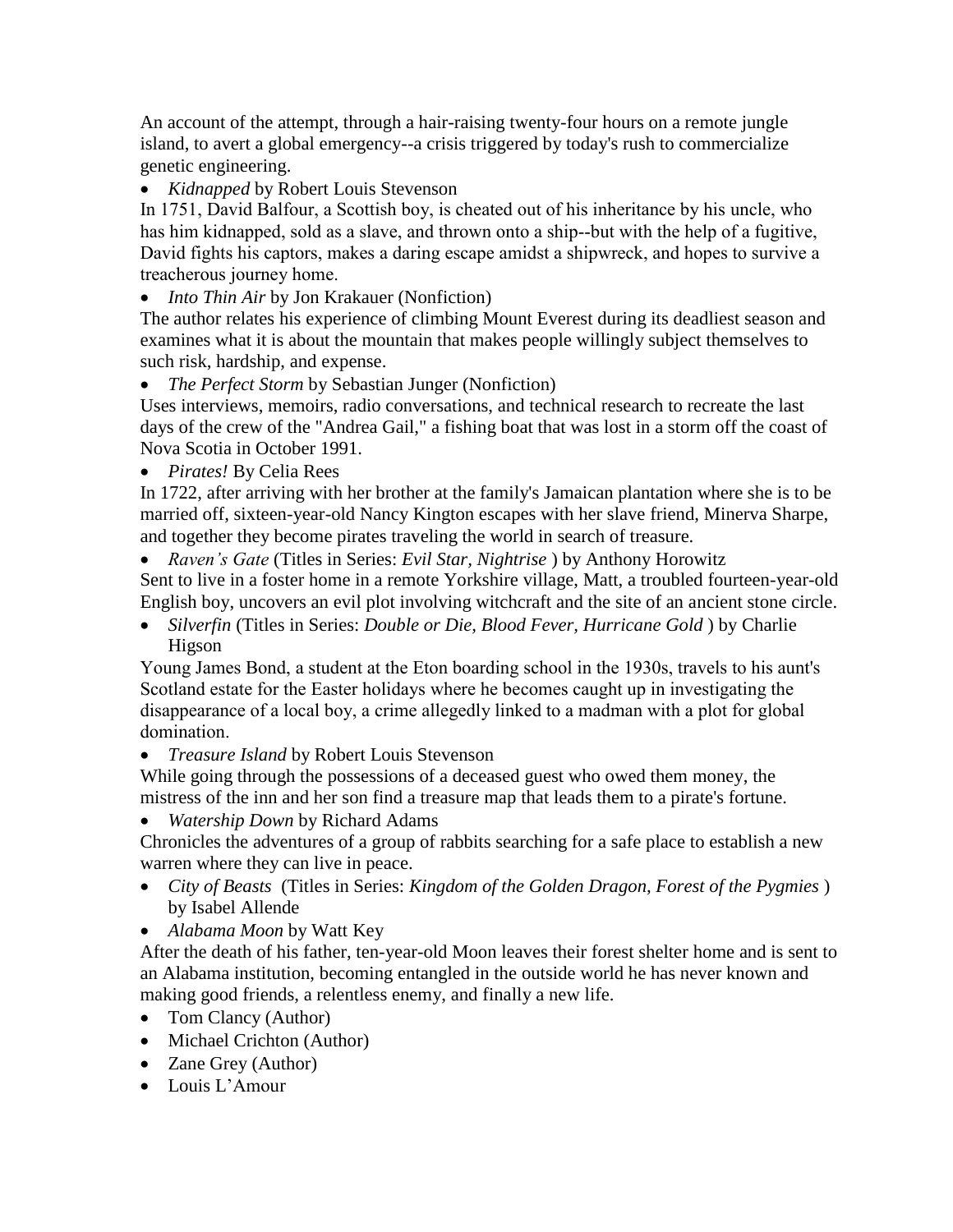An account of the attempt, through a hair-raising twenty-four hours on a remote jungle island, to avert a global emergency--a crisis triggered by today's rush to commercialize genetic engineering.

- *Kidnapped* by Robert Louis Stevenson

In 1751, David Balfour, a Scottish boy, is cheated out of his inheritance by his uncle, who has him kidnapped, sold as a slave, and thrown onto a ship--but with the help of a fugitive, David fights his captors, makes a daring escape amidst a shipwreck, and hopes to survive a treacherous journey home.

- *Into Thin Air* by Jon Krakauer (Nonfiction)

The author relates his experience of climbing Mount Everest during its deadliest season and examines what it is about the mountain that makes people willingly subject themselves to such risk, hardship, and expense.

- *The Perfect Storm* by Sebastian Junger (Nonfiction)

Uses interviews, memoirs, radio conversations, and technical research to recreate the last days of the crew of the "Andrea Gail," a fishing boat that was lost in a storm off the coast of Nova Scotia in October 1991.

- *Pirates!* By Celia Rees

In 1722, after arriving with her brother at the family's Jamaican plantation where she is to be married off, sixteen-year-old Nancy Kington escapes with her slave friend, Minerva Sharpe, and together they become pirates traveling the world in search of treasure.

- *Raven's Gate* (Titles in Series: *Evil Star, Nightrise* ) by Anthony Horowitz

Sent to live in a foster home in a remote Yorkshire village, Matt, a troubled fourteen-year-old English boy, uncovers an evil plot involving witchcraft and the site of an ancient stone circle.

- *Silverfin* (Titles in Series: *Double or Die, Blood Fever, Hurricane Gold* ) by Charlie Higson

Young James Bond, a student at the Eton boarding school in the 1930s, travels to his aunt's Scotland estate for the Easter holidays where he becomes caught up in investigating the disappearance of a local boy, a crime allegedly linked to a madman with a plot for global domination.

- *Treasure Island* by Robert Louis Stevenson

While going through the possessions of a deceased guest who owed them money, the mistress of the inn and her son find a treasure map that leads them to a pirate's fortune.

- *Watership Down* by Richard Adams

Chronicles the adventures of a group of rabbits searching for a safe place to establish a new warren where they can live in peace.

- *City of Beasts* (Titles in Series: *Kingdom of the Golden Dragon, Forest of the Pygmies* ) by Isabel Allende
- *Alabama Moon* by Watt Key

After the death of his father, ten-year-old Moon leaves their forest shelter home and is sent to an Alabama institution, becoming entangled in the outside world he has never known and making good friends, a relentless enemy, and finally a new life.

- Tom Clancy (Author)
- Michael Crichton (Author)
- Zane Grey (Author)
- Louis L'Amour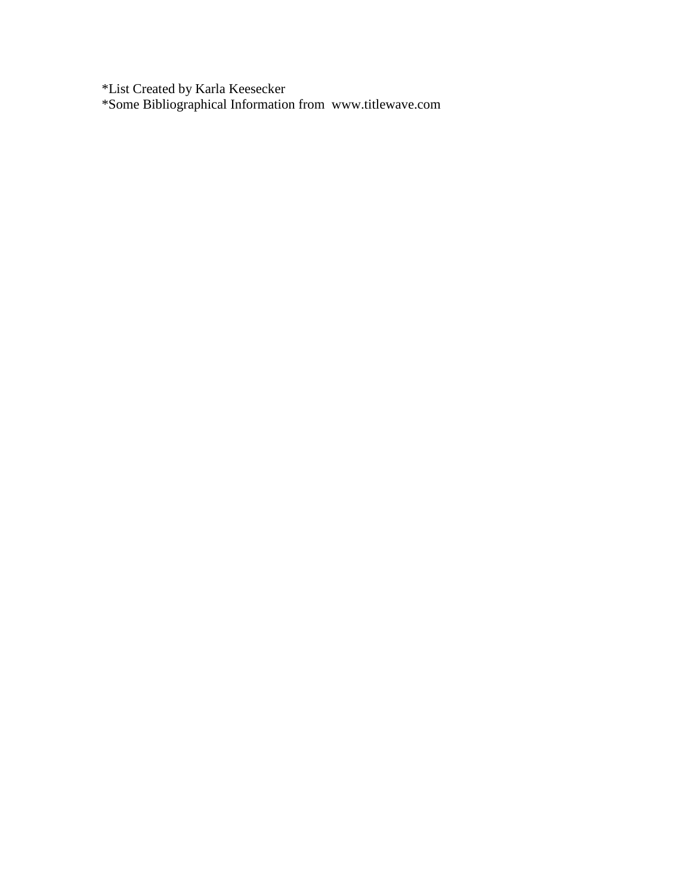*List Created by Karla Keesecker
*Some Bibliographical Information from  www.titlewave.com